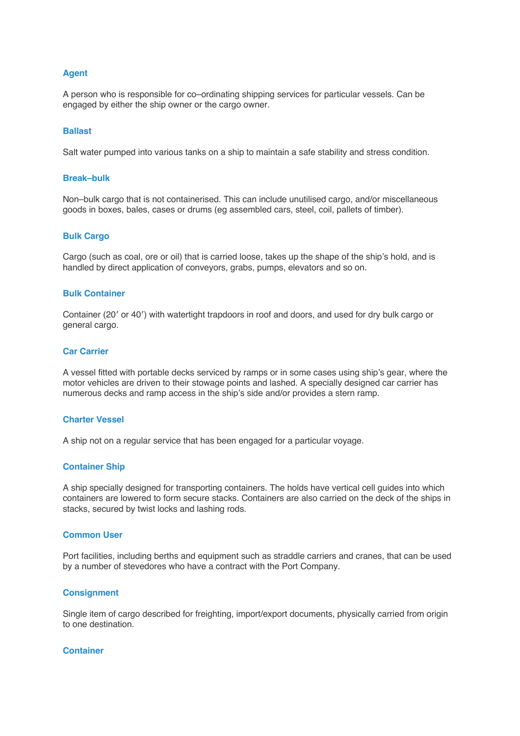### Agent

A person who is responsible for co–ordinating shipping services for particular vessels. Can be engaged by either the ship owner or the cargo owner.

### Ballast

Salt water pumped into various tanks on a ship to maintain a safe stability and stress condition.

### Break–bulk

Non–bulk cargo that is not containerised. This can include unutilised cargo, and/or miscellaneous goods in boxes, bales, cases or drums (eg assembled cars, steel, coil, pallets of timber).

### Bulk Cargo

Cargo (such as coal, ore or oil) that is carried loose, takes up the shape of the ship's hold, and is handled by direct application of conveyors, grabs, pumps, elevators and so on.

### Bulk Container

Container (20′ or 40′) with watertight trapdoors in roof and doors, and used for dry bulk cargo or general cargo.

### Car Carrier

A vessel fitted with portable decks serviced by ramps or in some cases using ship's gear, where the motor vehicles are driven to their stowage points and lashed. A specially designed car carrier has numerous decks and ramp access in the ship's side and/or provides a stern ramp.

### Charter Vessel

A ship not on a regular service that has been engaged for a particular voyage.

### Container Ship

A ship specially designed for transporting containers. The holds have vertical cell guides into which containers are lowered to form secure stacks. Containers are also carried on the deck of the ships in stacks, secured by twist locks and lashing rods.

### Common User

Port facilities, including berths and equipment such as straddle carriers and cranes, that can be used by a number of stevedores who have a contract with the Port Company.

### Consignment

Single item of cargo described for freighting, import/export documents, physically carried from origin to one destination.

### Container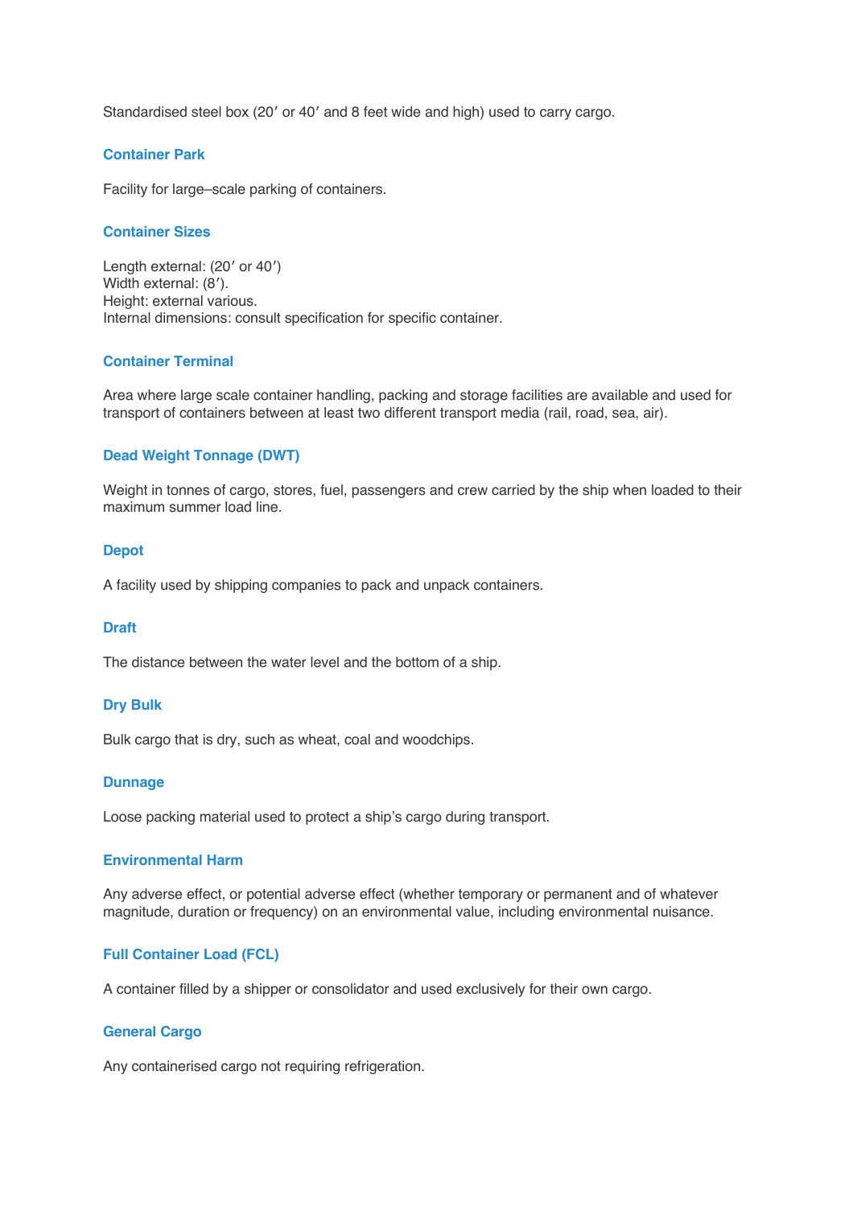Standardised steel box (20′ or 40′ and 8 feet wide and high) used to carry cargo.

### Container Park

Facility for large–scale parking of containers.

### Container Sizes

Length external: (20′ or 40′)
Width external: (8′).
Height: external various.
Internal dimensions: consult specification for specific container.

### Container Terminal

Area where large scale container handling, packing and storage facilities are available and used for transport of containers between at least two different transport media (rail, road, sea, air).

### Dead Weight Tonnage (DWT)

Weight in tonnes of cargo, stores, fuel, passengers and crew carried by the ship when loaded to their maximum summer load line.

### Depot

A facility used by shipping companies to pack and unpack containers.

### Draft

The distance between the water level and the bottom of a ship.

### Dry Bulk

Bulk cargo that is dry, such as wheat, coal and woodchips.

### Dunnage

Loose packing material used to protect a ship's cargo during transport.

### Environmental Harm

Any adverse effect, or potential adverse effect (whether temporary or permanent and of whatever magnitude, duration or frequency) on an environmental value, including environmental nuisance.

### Full Container Load (FCL)

A container filled by a shipper or consolidator and used exclusively for their own cargo.

### General Cargo

Any containerised cargo not requiring refrigeration.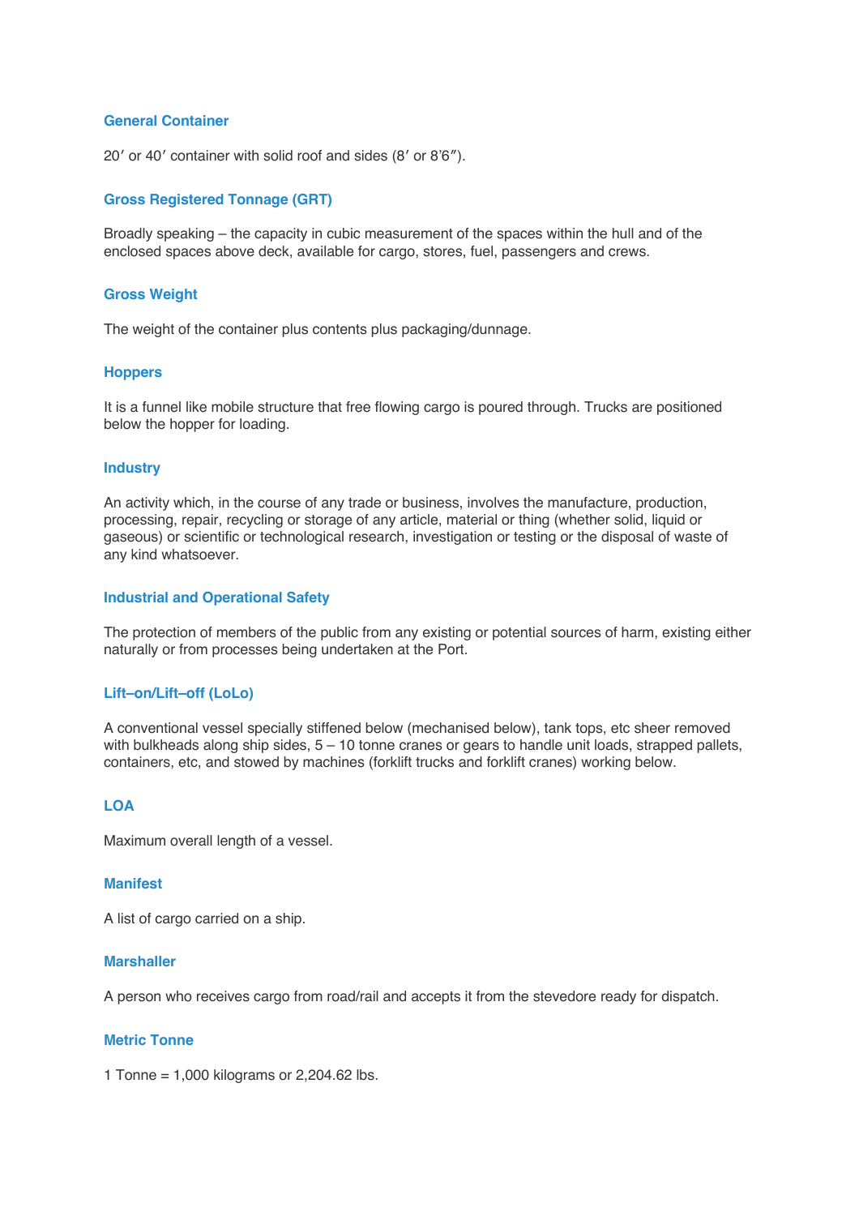### General Container

20′ or 40′ container with solid roof and sides (8′ or 8′6″).

### Gross Registered Tonnage (GRT)

Broadly speaking – the capacity in cubic measurement of the spaces within the hull and of the enclosed spaces above deck, available for cargo, stores, fuel, passengers and crews.

### Gross Weight

The weight of the container plus contents plus packaging/dunnage.

### Hoppers

It is a funnel like mobile structure that free flowing cargo is poured through. Trucks are positioned below the hopper for loading.

### Industry

An activity which, in the course of any trade or business, involves the manufacture, production, processing, repair, recycling or storage of any article, material or thing (whether solid, liquid or gaseous) or scientific or technological research, investigation or testing or the disposal of waste of any kind whatsoever.

### Industrial and Operational Safety

The protection of members of the public from any existing or potential sources of harm, existing either naturally or from processes being undertaken at the Port.

### Lift–on/Lift–off (LoLo)

A conventional vessel specially stiffened below (mechanised below), tank tops, etc sheer removed with bulkheads along ship sides, 5 – 10 tonne cranes or gears to handle unit loads, strapped pallets, containers, etc, and stowed by machines (forklift trucks and forklift cranes) working below.

### LOA

Maximum overall length of a vessel.

### Manifest

A list of cargo carried on a ship.

### Marshaller

A person who receives cargo from road/rail and accepts it from the stevedore ready for dispatch.

### Metric Tonne

1 Tonne = 1,000 kilograms or 2,204.62 lbs.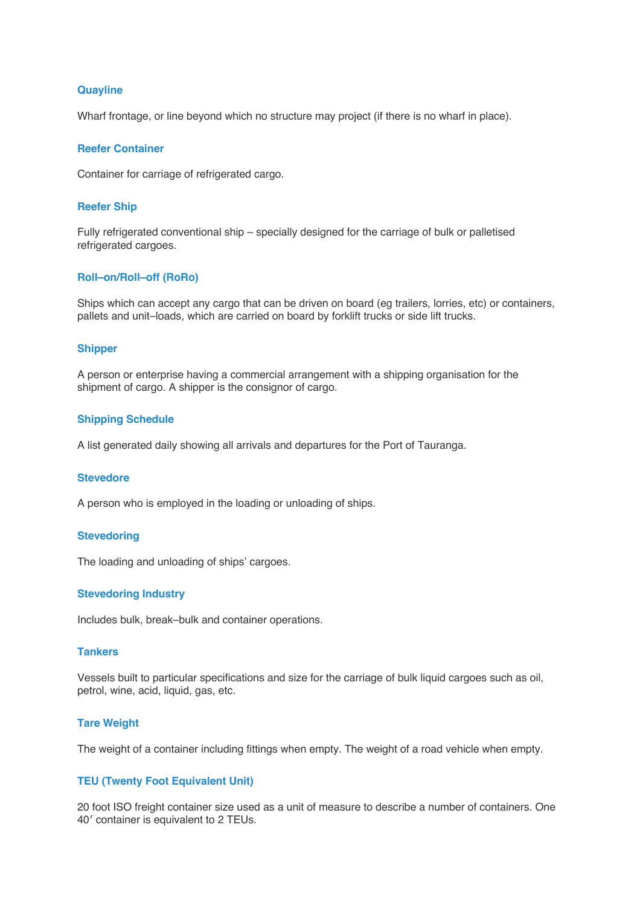### Quayline

Wharf frontage, or line beyond which no structure may project (if there is no wharf in place).

### Reefer Container

Container for carriage of refrigerated cargo.

### Reefer Ship

Fully refrigerated conventional ship – specially designed for the carriage of bulk or palletised refrigerated cargoes.

### Roll–on/Roll–off (RoRo)

Ships which can accept any cargo that can be driven on board (eg trailers, lorries, etc) or containers, pallets and unit–loads, which are carried on board by forklift trucks or side lift trucks.

### Shipper

A person or enterprise having a commercial arrangement with a shipping organisation for the shipment of cargo. A shipper is the consignor of cargo.

### Shipping Schedule

A list generated daily showing all arrivals and departures for the Port of Tauranga.

### Stevedore

A person who is employed in the loading or unloading of ships.

### Stevedoring

The loading and unloading of ships' cargoes.

### Stevedoring Industry

Includes bulk, break–bulk and container operations.

### Tankers

Vessels built to particular specifications and size for the carriage of bulk liquid cargoes such as oil, petrol, wine, acid, liquid, gas, etc.

### Tare Weight

The weight of a container including fittings when empty. The weight of a road vehicle when empty.

### TEU (Twenty Foot Equivalent Unit)

20 foot ISO freight container size used as a unit of measure to describe a number of containers. One 40′ container is equivalent to 2 TEUs.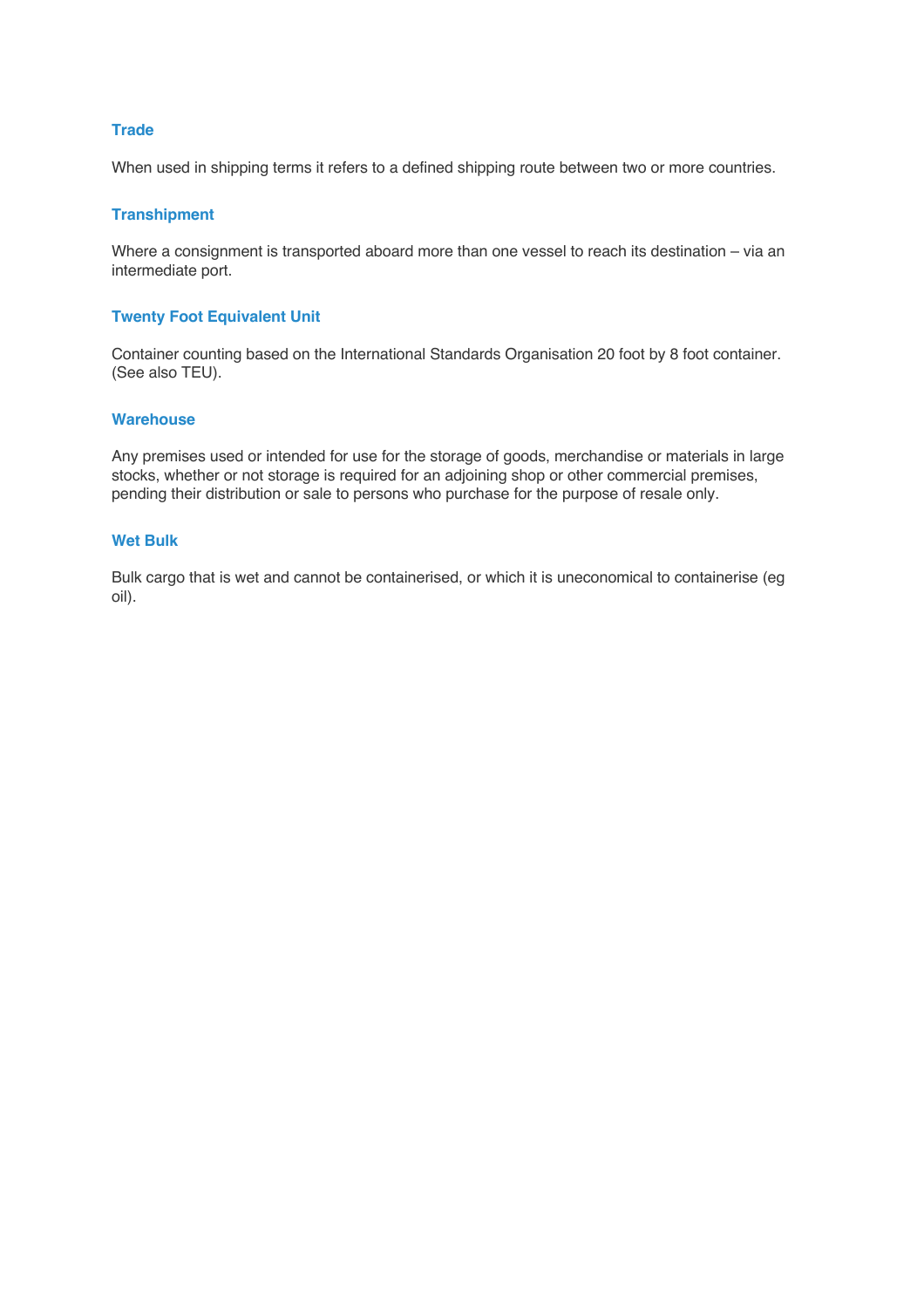### Trade

When used in shipping terms it refers to a defined shipping route between two or more countries.

### Transhipment

Where a consignment is transported aboard more than one vessel to reach its destination – via an intermediate port.

### Twenty Foot Equivalent Unit

Container counting based on the International Standards Organisation 20 foot by 8 foot container. (See also TEU).

### Warehouse

Any premises used or intended for use for the storage of goods, merchandise or materials in large stocks, whether or not storage is required for an adjoining shop or other commercial premises, pending their distribution or sale to persons who purchase for the purpose of resale only.

### Wet Bulk

Bulk cargo that is wet and cannot be containerised, or which it is uneconomical to containerise (eg oil).